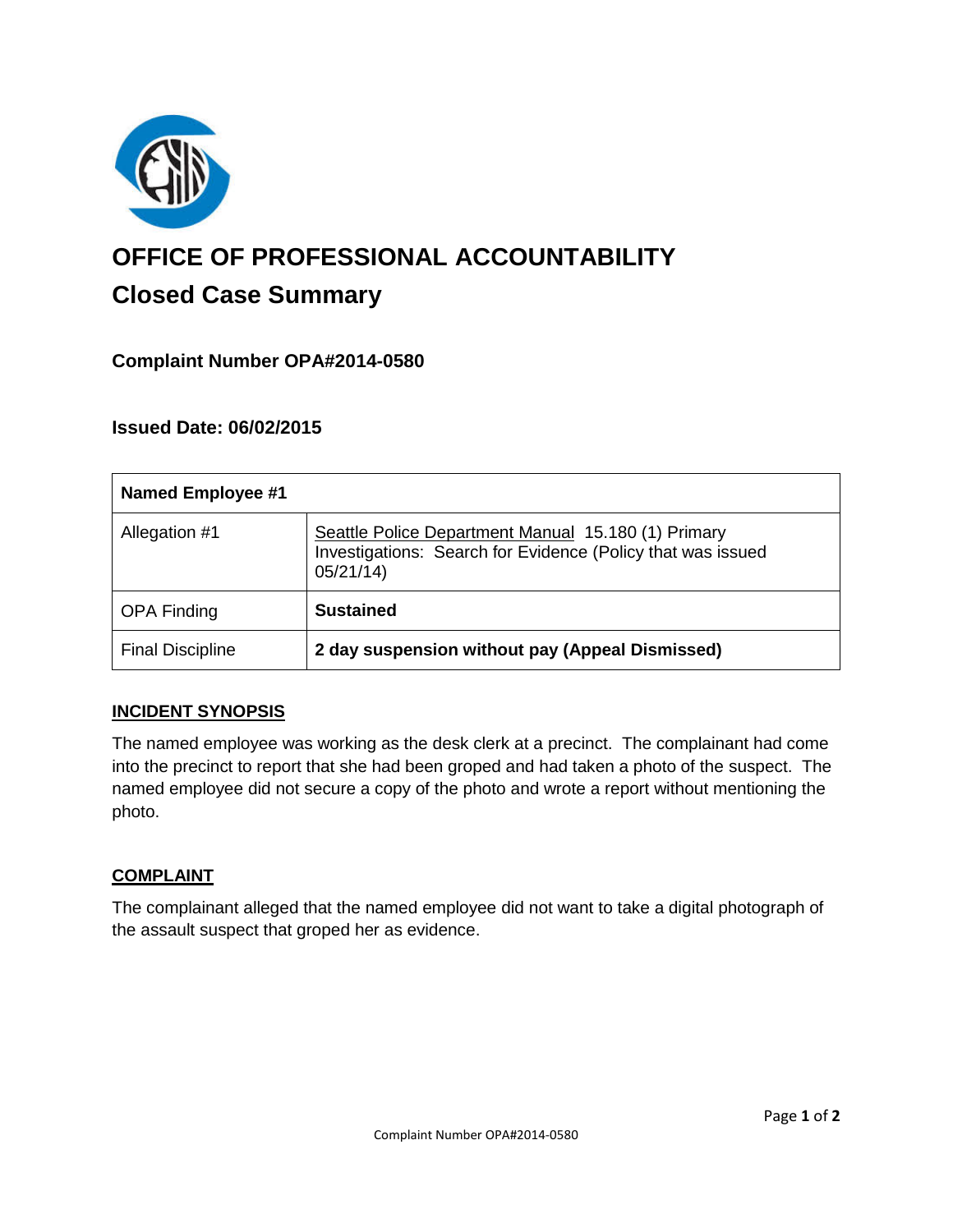# OFFICE OF PROFESSIONAL ACCOUNTABILITY

## Closed Case Summary

### Complaint Number OPA#2014-0580

### Issued Date: 06/02/2015

| Named Employee #1 | |
|---|---|
| Allegation #1 | Seattle Police Department Manual 15.180 (1) Primary Investigations: Search for Evidence (Policy that was issued 05/21/14) |
| OPA Finding | **Sustained** |
| Final Discipline | **2 day suspension without pay (Appeal Dismissed)** |

**INCIDENT SYNOPSIS**

The named employee was working as the desk clerk at a precinct. The complainant had come into the precinct to report that she had been groped and had taken a photo of the suspect. The named employee did not secure a copy of the photo and wrote a report without mentioning the photo.

**COMPLAINT**

The complainant alleged that the named employee did not want to take a digital photograph of the assault suspect that groped her as evidence.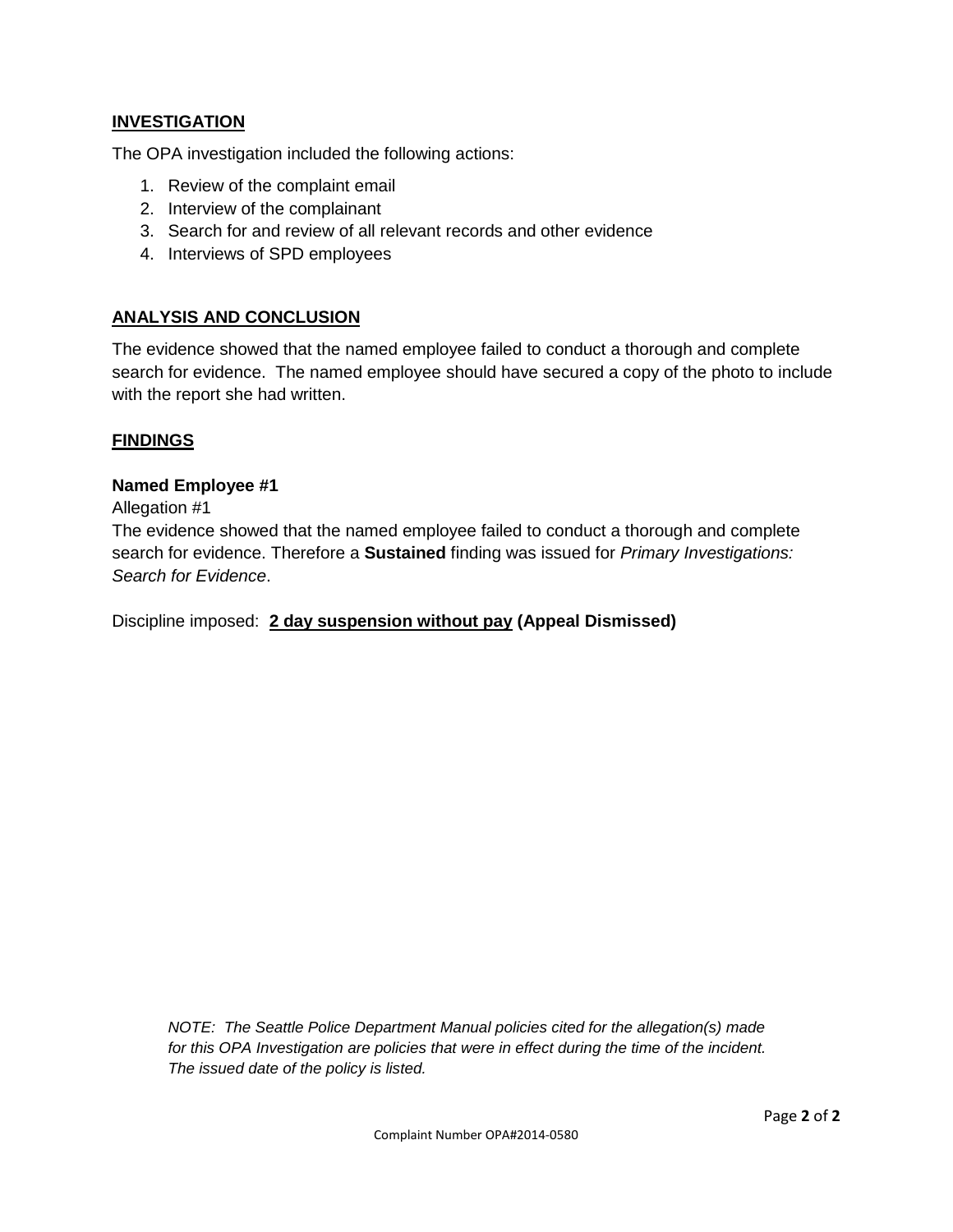## INVESTIGATION

The OPA investigation included the following actions:

1. Review of the complaint email
2. Interview of the complainant
3. Search for and review of all relevant records and other evidence
4. Interviews of SPD employees

## ANALYSIS AND CONCLUSION

The evidence showed that the named employee failed to conduct a thorough and complete search for evidence. The named employee should have secured a copy of the photo to include with the report she had written.

## FINDINGS

**Named Employee #1**

Allegation #1

The evidence showed that the named employee failed to conduct a thorough and complete search for evidence. Therefore a **Sustained** finding was issued for *Primary Investigations: Search for Evidence*.

Discipline imposed: **2 day suspension without pay (Appeal Dismissed)**

*NOTE: The Seattle Police Department Manual policies cited for the allegation(s) made for this OPA Investigation are policies that were in effect during the time of the incident. The issued date of the policy is listed.*

Complaint Number OPA#2014-0580